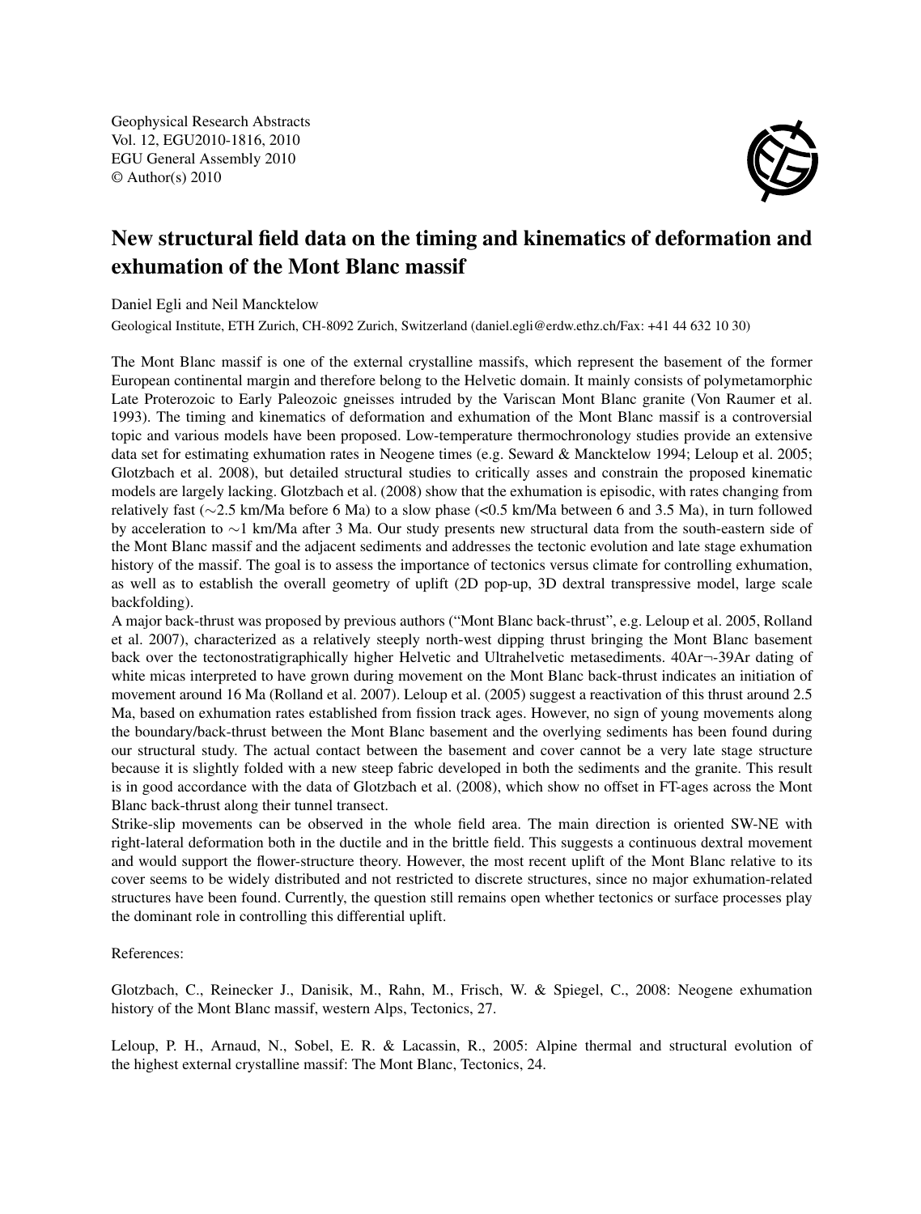Geophysical Research Abstracts
Vol. 12, EGU2010-1816, 2010
EGU General Assembly 2010
© Author(s) 2010

# New structural field data on the timing and kinematics of deformation and exhumation of the Mont Blanc massif

Daniel Egli and Neil Mancktelow

Geological Institute, ETH Zurich, CH-8092 Zurich, Switzerland (daniel.egli@erdw.ethz.ch/Fax: +41 44 632 10 30)

The Mont Blanc massif is one of the external crystalline massifs, which represent the basement of the former European continental margin and therefore belong to the Helvetic domain. It mainly consists of polymetamorphic Late Proterozoic to Early Paleozoic gneisses intruded by the Variscan Mont Blanc granite (Von Raumer et al. 1993). The timing and kinematics of deformation and exhumation of the Mont Blanc massif is a controversial topic and various models have been proposed. Low-temperature thermochronology studies provide an extensive data set for estimating exhumation rates in Neogene times (e.g. Seward & Mancktelow 1994; Leloup et al. 2005; Glotzbach et al. 2008), but detailed structural studies to critically asses and constrain the proposed kinematic models are largely lacking. Glotzbach et al. (2008) show that the exhumation is episodic, with rates changing from relatively fast (∼2.5 km/Ma before 6 Ma) to a slow phase (<0.5 km/Ma between 6 and 3.5 Ma), in turn followed by acceleration to ∼1 km/Ma after 3 Ma. Our study presents new structural data from the south-eastern side of the Mont Blanc massif and the adjacent sediments and addresses the tectonic evolution and late stage exhumation history of the massif. The goal is to assess the importance of tectonics versus climate for controlling exhumation, as well as to establish the overall geometry of uplift (2D pop-up, 3D dextral transpressive model, large scale backfolding).

A major back-thrust was proposed by previous authors ("Mont Blanc back-thrust", e.g. Leloup et al. 2005, Rolland et al. 2007), characterized as a relatively steeply north-west dipping thrust bringing the Mont Blanc basement back over the tectonostratigraphically higher Helvetic and Ultrahelvetic metasediments. 40Ar¬-39Ar dating of white micas interpreted to have grown during movement on the Mont Blanc back-thrust indicates an initiation of movement around 16 Ma (Rolland et al. 2007). Leloup et al. (2005) suggest a reactivation of this thrust around 2.5 Ma, based on exhumation rates established from fission track ages. However, no sign of young movements along the boundary/back-thrust between the Mont Blanc basement and the overlying sediments has been found during our structural study. The actual contact between the basement and cover cannot be a very late stage structure because it is slightly folded with a new steep fabric developed in both the sediments and the granite. This result is in good accordance with the data of Glotzbach et al. (2008), which show no offset in FT-ages across the Mont Blanc back-thrust along their tunnel transect.

Strike-slip movements can be observed in the whole field area. The main direction is oriented SW-NE with right-lateral deformation both in the ductile and in the brittle field. This suggests a continuous dextral movement and would support the flower-structure theory. However, the most recent uplift of the Mont Blanc relative to its cover seems to be widely distributed and not restricted to discrete structures, since no major exhumation-related structures have been found. Currently, the question still remains open whether tectonics or surface processes play the dominant role in controlling this differential uplift.

References:

Glotzbach, C., Reinecker J., Danisik, M., Rahn, M., Frisch, W. & Spiegel, C., 2008: Neogene exhumation history of the Mont Blanc massif, western Alps, Tectonics, 27.

Leloup, P. H., Arnaud, N., Sobel, E. R. & Lacassin, R., 2005: Alpine thermal and structural evolution of the highest external crystalline massif: The Mont Blanc, Tectonics, 24.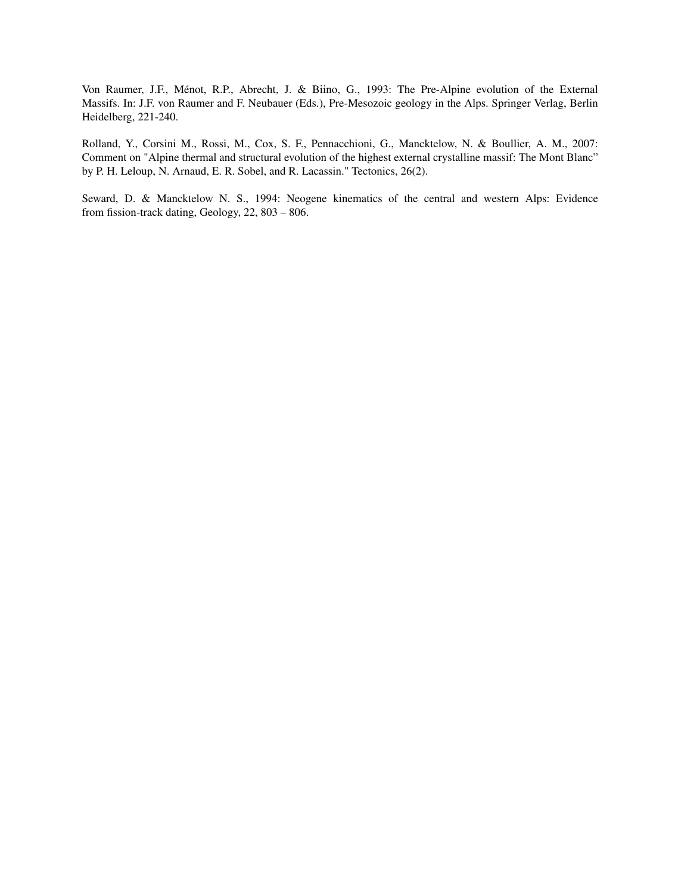Von Raumer, J.F., Ménot, R.P., Abrecht, J. & Biino, G., 1993: The Pre-Alpine evolution of the External Massifs. In: J.F. von Raumer and F. Neubauer (Eds.), Pre-Mesozoic geology in the Alps. Springer Verlag, Berlin Heidelberg, 221-240.

Rolland, Y., Corsini M., Rossi, M., Cox, S. F., Pennacchioni, G., Mancktelow, N. & Boullier, A. M., 2007: Comment on "Alpine thermal and structural evolution of the highest external crystalline massif: The Mont Blanc" by P. H. Leloup, N. Arnaud, E. R. Sobel, and R. Lacassin." Tectonics, 26(2).

Seward, D. & Mancktelow N. S., 1994: Neogene kinematics of the central and western Alps: Evidence from fission-track dating, Geology, 22, 803 – 806.